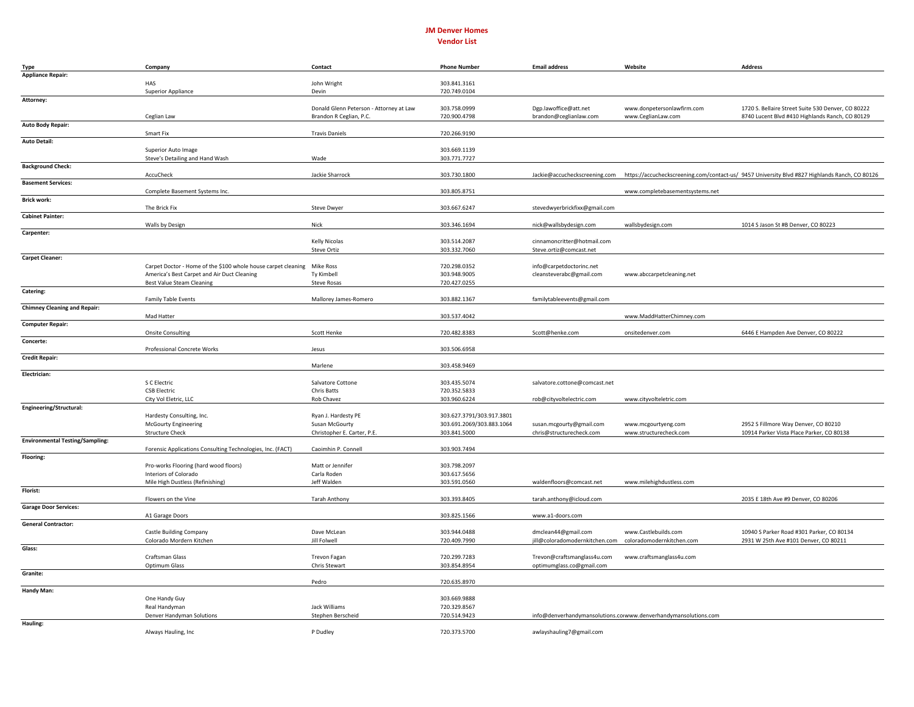# JM Denver Homes

## Vendor List

| Type | Company | Contact | Phone Number | Email address | Website | Address |
|---|---|---|---|---|---|---|
| **Appliance Repair:** | | | | | | |
| | HAS | John Wright | 303.841.3161 | | | |
| | Superior Appliance | Devin | 720.749.0104 | | | |
| **Attorney:** | | | | | | |
| | | Donald Glenn Peterson - Attorney at Law | 303.758.0999 | Dgp.lawoffice@att.net | www.donpetersonlawfirm.com | 1720 S. Bellaire Street Suite 530 Denver, CO 80222 |
| | Ceglian Law | Brandon R Ceglian, P.C. | 720.900.4798 | brandon@ceglianlaw.com | www.CeglianLaw.com | 8740 Lucent Blvd #410 Highlands Ranch, CO 80129 |
| **Auto Body Repair:** | | | | | | |
| | Smart Fix | Travis Daniels | 720.266.9190 | | | |
| **Auto Detail:** | | | | | | |
| | Superior Auto Image | | 303.669.1139 | | | |
| | Steve's Detailing and Hand Wash | Wade | 303.771.7727 | | | |
| **Background Check:** | | | | | | |
| | AccuCheck | Jackie Sharrock | 303.730.1800 | Jackie@accucheckscreening.com | https://accucheckscreening.com/contact-us/ | 9457 University Blvd #827 Highlands Ranch, CO 80126 |
| **Basement Services:** | | | | | | |
| | Complete Basement Systems Inc. | | 303.805.8751 | | www.completebasementsystems.net | |
| **Brick work:** | | | | | | |
| | The Brick Fix | Steve Dwyer | 303.667.6247 | stevedwyerbrickfixx@gmail.com | | |
| **Cabinet Painter:** | | | | | | |
| | Walls by Design | Nick | 303.346.1694 | nick@wallsbydesign.com | wallsbydesign.com | 1014 S Jason St #B Denver, CO 80223 |
| **Carpenter:** | | | | | | |
| | | Kelly Nicolas | 303.514.2087 | cinnamoncritter@hotmail.com | | |
| | | Steve Ortiz | 303.332.7060 | Steve.ortiz@comcast.net | | |
| **Carpet Cleaner:** | | | | | | |
| | Carpet Doctor - Home of the $100 whole house carpet cleaning | Mike Ross | 720.298.0352 | info@carpetdoctorinc.net | | |
| | America's Best Carpet and Air Duct Cleaning | Ty Kimbell | 303.948.9005 | cleansteverabc@gmail.com | www.abccarpetcleaning.net | |
| | Best Value Steam Cleaning | Steve Rosas | 720.427.0255 | | | |
| **Catering:** | | | | | | |
| | Family Table Events | Mallorey James-Romero | 303.882.1367 | familytableevents@gmail.com | | |
| **Chimney Cleaning and Repair:** | | | | | | |
| | Mad Hatter | | 303.537.4042 | | www.MaddHatterChimney.com | |
| **Computer Repair:** | | | | | | |
| | Onsite Consulting | Scott Henke | 720.482.8383 | Scott@henke.com | onsitedenver.com | 6446 E Hampden Ave Denver, CO 80222 |
| **Concerte:** | | | | | | |
| | Professional Concrete Works | Jesus | 303.506.6958 | | | |
| **Credit Repair:** | | | | | | |
| | | Marlene | 303.458.9469 | | | |
| **Electrician:** | | | | | | |
| | S C Electric | Salvatore Cottone | 303.435.5074 | salvatore.cottone@comcast.net | | |
| | CSB Electric | Chris Batts | 720.352.5833 | | | |
| | City Vol Eletric, LLC | Rob Chavez | 303.960.6224 | rob@cityvoltelectric.com | www.cityvolteletric.com | |
| **Engineering/Structural:** | | | | | | |
| | Hardesty Consulting, Inc. | Ryan J. Hardesty PE | 303.627.3791/303.917.3801 | | | |
| | McGourty Engineering | Susan McGourty | 303.691.2069/303.883.1064 | susan.mcgourty@gmail.com | www.mcgourtyeng.com | 2952 S Fillmore Way Denver, CO 80210 |
| | Structure Check | Christopher E. Carter, P.E. | 303.841.5000 | chris@structurecheck.com | www.structurecheck.com | 10914 Parker Vista Place Parker, CO 80138 |
| **Environmental Testing/Sampling:** | | | | | | |
| | Forensic Applications Consulting Technologies, Inc. (FACT) | Caoimhin P. Connell | 303.903.7494 | | | |
| **Flooring:** | | | | | | |
| | Pro-works Flooring (hard wood floors) | Matt or Jennifer | 303.798.2097 | | | |
| | Interiors of Colorado | Carla Roden | 303.617.5656 | | | |
| | Mile High Dustless (Refinishing) | Jeff Walden | 303.591.0560 | waldenfloors@comcast.net | www.milehighdustless.com | |
| **Florist:** | | | | | | |
| | Flowers on the Vine | Tarah Anthony | 303.393.8405 | tarah.anthony@icloud.com | | 2035 E 18th Ave #9 Denver, CO 80206 |
| **Garage Door Services:** | | | | | | |
| | A1 Garage Doors | | 303.825.1566 | www.a1-doors.com | | |
| **General Contractor:** | | | | | | |
| | Castle Building Company | Dave McLean | 303.944.0488 | dmclean44@gmail.com | www.Castlebuilds.com | 10940 S Parker Road #301 Parker, CO 80134 |
| | Colorado Mordern Kitchen | Jill Folwell | 720.409.7990 | jill@coloradomodernkitchen.com | coloradomodernkitchen.com | 2931 W 25th Ave #101 Denver, CO 80211 |
| **Glass:** | | | | | | |
| | Craftsman Glass | Trevon Fagan | 720.299.7283 | Trevon@craftsmanglass4u.com | www.craftsmanglass4u.com | |
| | Optimum Glass | Chris Stewart | 303.854.8954 | optimumglass.co@gmail.com | | |
| **Granite:** | | | | | | |
| | | Pedro | 720.635.8970 | | | |
| **Handy Man:** | | | | | | |
| | One Handy Guy | | 303.669.9888 | | | |
| | Real Handyman | Jack Williams | 720.329.8567 | | | |
| | Denver Handyman Solutions | Stephen Berscheid | 720.514.9423 | info@denverhandymansolutions.co | www.denverhandymansolutions.com | |
| **Hauling:** | | | | | | |
| | Always Hauling, Inc | P Dudley | 720.373.5700 | awlayshauling7@gmail.com | | |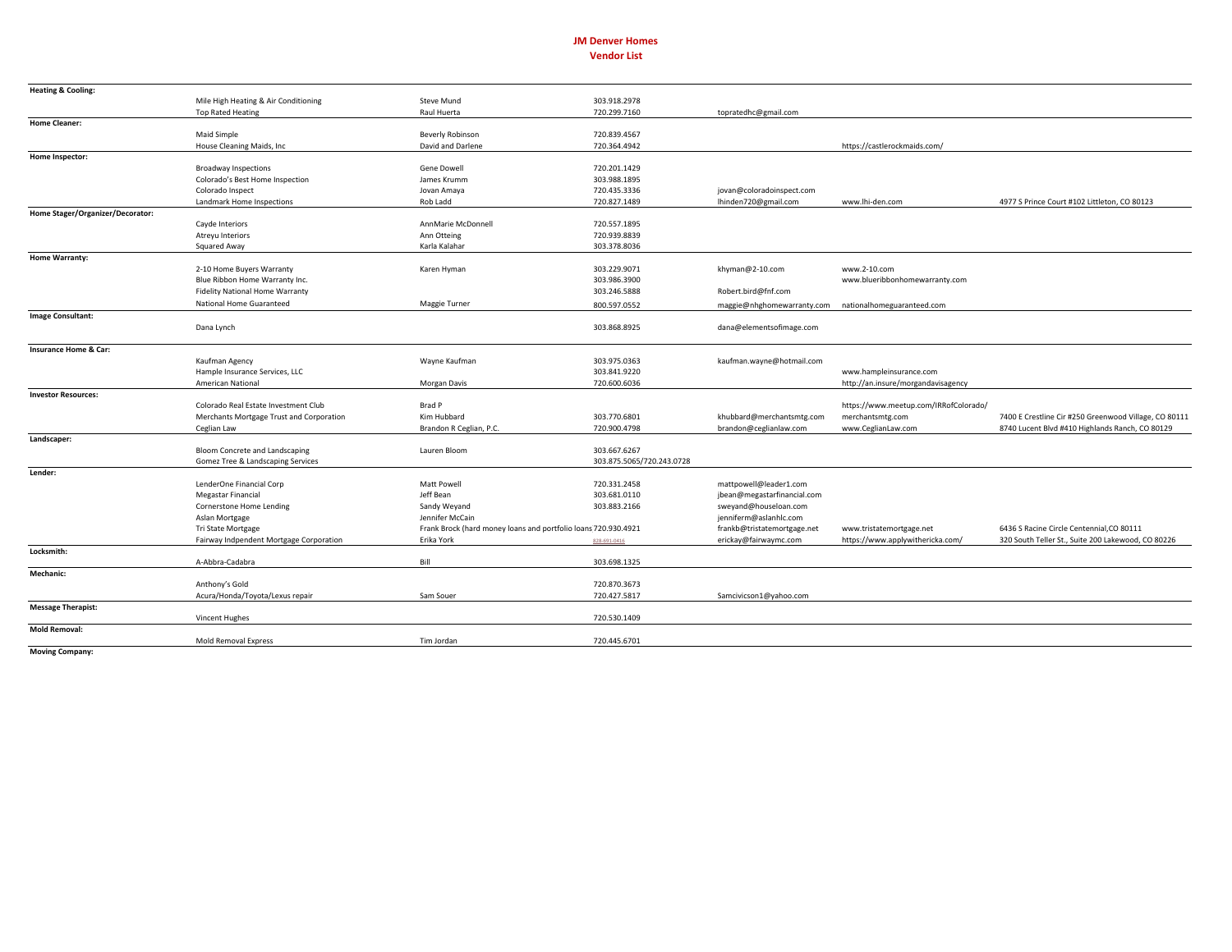**JM Denver Homes**
**Vendor List**

| Category | Company | Contact | Phone | Email | Website | Address |
|---|---|---|---|---|---|---|
| **Heating & Cooling:** | | | | | | |
| | Mile High Heating & Air Conditioning | Steve Mund | 303.918.2978 | | | |
| | Top Rated Heating | Raul Huerta | 720.299.7160 | topratedhc@gmail.com | | |
| **Home Cleaner:** | | | | | | |
| | Maid Simple | Beverly Robinson | 720.839.4567 | | | |
| | House Cleaning Maids, Inc | David and Darlene | 720.364.4942 | | https://castlerockmaids.com/ | |
| **Home Inspector:** | | | | | | |
| | Broadway Inspections | Gene Dowell | 720.201.1429 | | | |
| | Colorado's Best Home Inspection | James Krumm | 303.988.1895 | | | |
| | Colorado Inspect | Jovan Amaya | 720.435.3336 | jovan@coloradoinspect.com | | |
| | Landmark Home Inspections | Rob Ladd | 720.827.1489 | lhinden720@gmail.com | www.lhi-den.com | 4977 S Prince Court #102 Littleton, CO 80123 |
| **Home Stager/Organizer/Decorator:** | | | | | | |
| | Cayde Interiors | AnnMarie McDonnell | 720.557.1895 | | | |
| | Atreyu Interiors | Ann Otteing | 720.939.8839 | | | |
| | Squared Away | Karla Kalahar | 303.378.8036 | | | |
| **Home Warranty:** | | | | | | |
| | 2-10 Home Buyers Warranty | Karen Hyman | 303.229.9071 | khyman@2-10.com | www.2-10.com | |
| | Blue Ribbon Home Warranty Inc. | | 303.986.3900 | | www.blueribbonhomewarranty.com | |
| | Fidelity National Home Warranty | | 303.246.5888 | Robert.bird@fnf.com | | |
| | National Home Guaranteed | Maggie Turner | 800.597.0552 | maggie@nhghomewarranty.com | nationalhomeguaranteed.com | |
| **Image Consultant:** | | | | | | |
| | Dana Lynch | | 303.868.8925 | dana@elementsofimage.com | | |
| **Insurance Home & Car:** | | | | | | |
| | Kaufman Agency | Wayne Kaufman | 303.975.0363 | kaufman.wayne@hotmail.com | | |
| | Hample Insurance Services, LLC | | 303.841.9220 | | www.hampleinsurance.com | |
| | American National | Morgan Davis | 720.600.6036 | | http://an.insure/morgandavisagency | |
| **Investor Resources:** | | | | | | |
| | Colorado Real Estate Investment Club | Brad P | | | https://www.meetup.com/IRRofColorado/ | |
| | Merchants Mortgage Trust and Corporation | Kim Hubbard | 303.770.6801 | khubbard@merchantsmtg.com | merchantsmtg.com | 7400 E Crestline Cir #250 Greenwood Village, CO 80111 |
| | Ceglian Law | Brandon R Ceglian, P.C. | 720.900.4798 | brandon@ceglianlaw.com | www.CeglianLaw.com | 8740 Lucent Blvd #410 Highlands Ranch, CO 80129 |
| **Landscaper:** | | | | | | |
| | Bloom Concrete and Landscaping | Lauren Bloom | 303.667.6267 | | | |
| | Gomez Tree & Landscaping Services | | 303.875.5065/720.243.0728 | | | |
| **Lender:** | | | | | | |
| | LenderOne Financial Corp | Matt Powell | 720.331.2458 | mattpowell@leader1.com | | |
| | Megastar Financial | Jeff Bean | 303.681.0110 | jbean@megastarfinancial.com | | |
| | Cornerstone Home Lending | Sandy Weyand | 303.883.2166 | sweyand@houseloan.com | | |
| | Aslan Mortgage | Jennifer McCain | | jenniferm@aslanhlc.com | | |
| | Tri State Mortgage | Frank Brock (hard money loans and portfolio loans | 720.930.4921 | frankb@tristatemortgage.net | www.tristatemortgage.net | 6436 S Racine Circle Centennial,CO 80111 |
| | Fairway Indpendent Mortgage Corporation | Erika York | 828-691-0416 | erickay@fairwaymc.com | https://www.applywithericka.com/ | 320 South Teller St., Suite 200 Lakewood, CO 80226 |
| **Locksmith:** | | | | | | |
| | A-Abbra-Cadabra | Bill | 303.698.1325 | | | |
| **Mechanic:** | | | | | | |
| | Anthony's Gold | | 720.870.3673 | | | |
| | Acura/Honda/Toyota/Lexus repair | Sam Souer | 720.427.5817 | Samcivicson1@yahoo.com | | |
| **Message Therapist:** | | | | | | |
| | Vincent Hughes | | 720.530.1409 | | | |
| **Mold Removal:** | | | | | | |
| | Mold Removal Express | Tim Jordan | 720.445.6701 | | | |
| **Moving Company:** | | | | | | |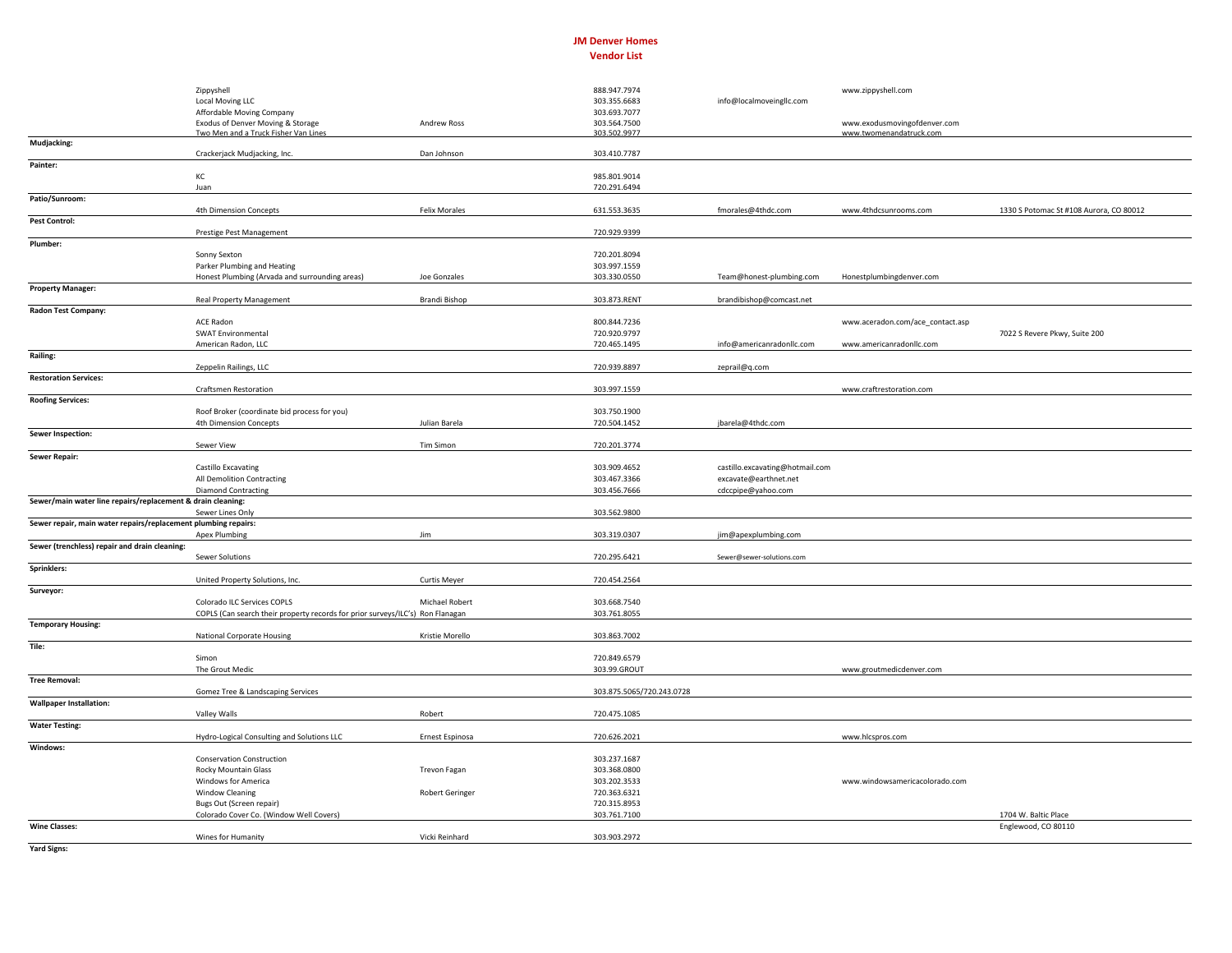## JM Denver Homes
### Vendor List

| Category | Vendor | Contact | Phone | Email | Website | Address |
|---|---|---|---|---|---|---|
| | Zippyshell | | 888.947.7974 | | www.zippyshell.com | |
| | Local Moving LLC | | 303.355.6683 | info@localmoveingllc.com | | |
| | Affordable Moving Company | | 303.693.7077 | | | |
| | Exodus of Denver Moving & Storage | Andrew Ross | 303.564.7500 | | www.exodusmovingofdenver.com | |
| | Two Men and a Truck Fisher Van Lines | | 303.502.9977 | | www.twomenandatruck.com | |
| **Mudjacking:** | | | | | | |
| | Crackerjack Mudjacking, Inc. | Dan Johnson | 303.410.7787 | | | |
| **Painter:** | | | | | | |
| | KC | | 985.801.9014 | | | |
| | Juan | | 720.291.6494 | | | |
| **Patio/Sunroom:** | | | | | | |
| | 4th Dimension Concepts | Felix Morales | 631.553.3635 | fmorales@4thdc.com | www.4thdcsunrooms.com | 1330 S Potomac St #108 Aurora, CO 80012 |
| **Pest Control:** | | | | | | |
| | Prestige Pest Management | | 720.929.9399 | | | |
| **Plumber:** | | | | | | |
| | Sonny Sexton | | 720.201.8094 | | | |
| | Parker Plumbing and Heating | | 303.997.1559 | | | |
| | Honest Plumbing (Arvada and surrounding areas) | Joe Gonzales | 303.330.0550 | Team@honest-plumbing.com | Honestplumbingdenver.com | |
| **Property Manager:** | | | | | | |
| | Real Property Management | Brandi Bishop | 303.873.RENT | brandibishop@comcast.net | | |
| **Radon Test Company:** | | | | | | |
| | ACE Radon | | 800.844.7236 | | www.aceradon.com/ace_contact.asp | |
| | SWAT Environmental | | 720.920.9797 | | | 7022 S Revere Pkwy, Suite 200 |
| | American Radon, LLC | | 720.465.1495 | info@americanradonllc.com | www.americanradonllc.com | |
| **Railing:** | | | | | | |
| | Zeppelin Railings, LLC | | 720.939.8897 | zeprail@q.com | | |
| **Restoration Services:** | | | | | | |
| | Craftsmen Restoration | | 303.997.1559 | | www.craftrestoration.com | |
| **Roofing Services:** | | | | | | |
| | Roof Broker (coordinate bid process for you) | | 303.750.1900 | | | |
| | 4th Dimension Concepts | Julian Barela | 720.504.1452 | jbarela@4thdc.com | | |
| **Sewer Inspection:** | | | | | | |
| | Sewer View | Tim Simon | 720.201.3774 | | | |
| **Sewer Repair:** | | | | | | |
| | Castillo Excavating | | 303.909.4652 | castillo.excavating@hotmail.com | | |
| | All Demolition Contracting | | 303.467.3366 | excavate@earthnet.net | | |
| | Diamond Contracting | | 303.456.7666 | cdccpipe@yahoo.com | | |
| **Sewer/main water line repairs/replacement & drain cleaning:** | | | | | | |
| | Sewer Lines Only | | 303.562.9800 | | | |
| **Sewer repair, main water repairs/replacement plumbing repairs:** | | | | | | |
| | Apex Plumbing | Jim | 303.319.0307 | jim@apexplumbing.com | | |
| **Sewer (trenchless) repair and drain cleaning:** | | | | | | |
| | Sewer Solutions | | 720.295.6421 | Sewer@sewer-solutions.com | | |
| **Sprinklers:** | | | | | | |
| | United Property Solutions, Inc. | Curtis Meyer | 720.454.2564 | | | |
| **Surveyor:** | | | | | | |
| | Colorado ILC Services COPLS | Michael Robert | 303.668.7540 | | | |
| | COPLS (Can search their property records for prior surveys/ILC's) | Ron Flanagan | 303.761.8055 | | | |
| **Temporary Housing:** | | | | | | |
| | National Corporate Housing | Kristie Morello | 303.863.7002 | | | |
| **Tile:** | | | | | | |
| | Simon | | 720.849.6579 | | | |
| | The Grout Medic | | 303.99.GROUT | | www.groutmedicdenver.com | |
| **Tree Removal:** | | | | | | |
| | Gomez Tree & Landscaping Services | | 303.875.5065/720.243.0728 | | | |
| **Wallpaper Installation:** | | | | | | |
| | Valley Walls | Robert | 720.475.1085 | | | |
| **Water Testing:** | | | | | | |
| | Hydro-Logical Consulting and Solutions LLC | Ernest Espinosa | 720.626.2021 | | www.hlcspros.com | |
| **Windows:** | | | | | | |
| | Conservation Construction | | 303.237.1687 | | | |
| | Rocky Mountain Glass | Trevon Fagan | 303.368.0800 | | | |
| | Windows for America | | 303.202.3533 | | www.windowsamericacolorado.com | |
| | Window Cleaning | Robert Geringer | 720.363.6321 | | | |
| | Bugs Out (Screen repair) | | 720.315.8953 | | | |
| | Colorado Cover Co. (Window Well Covers) | | 303.761.7100 | | | 1704 W. Baltic Place Englewood, CO 80110 |
| **Wine Classes:** | | | | | | |
| | Wines for Humanity | Vicki Reinhard | 303.903.2972 | | | |
| **Yard Signs:** | | | | | | |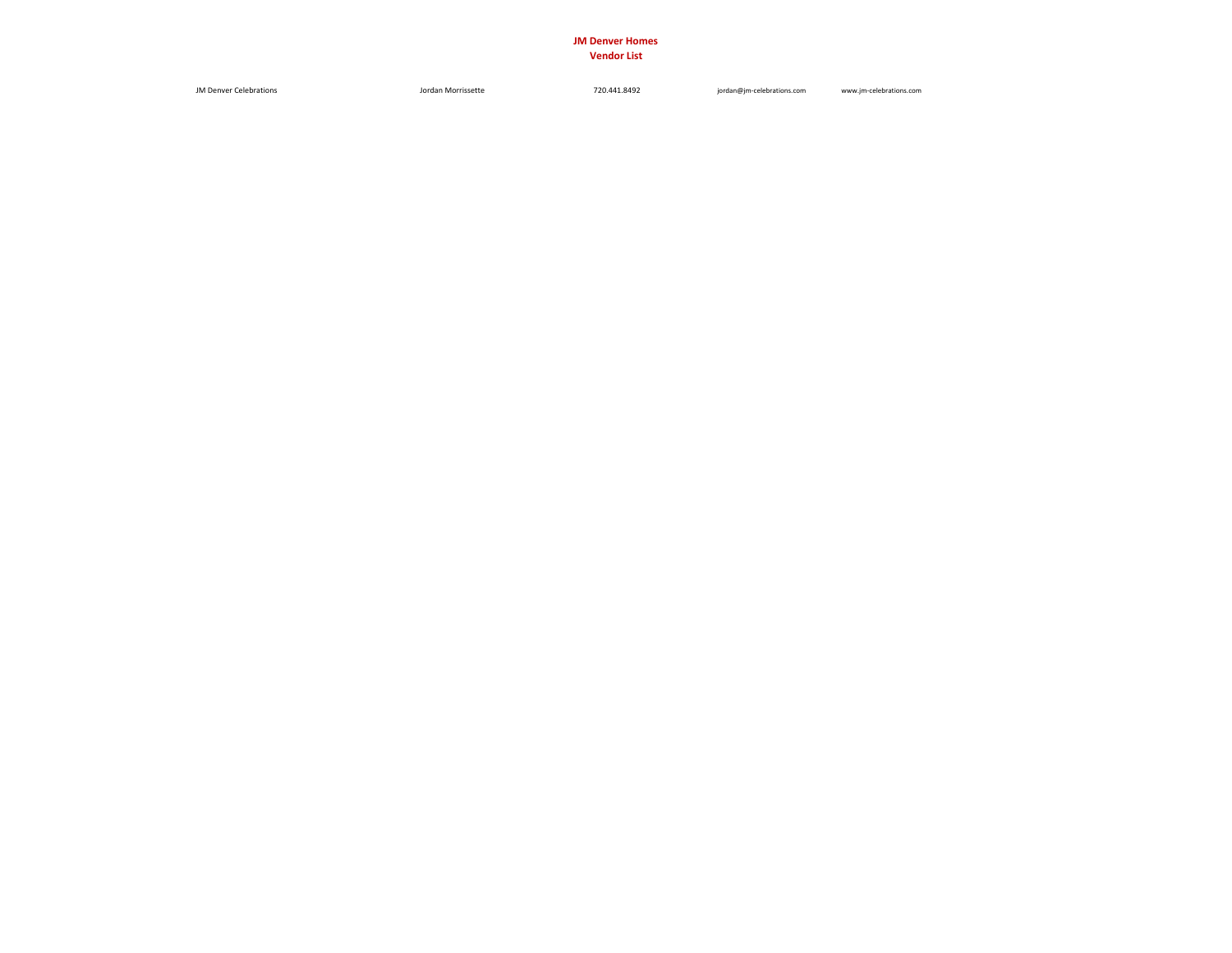**JM Denver Homes**
**Vendor List**

| | | | | |
|---|---|---|---|---|
| JM Denver Celebrations | Jordan Morrissette | 720.441.8492 | jordan@jm-celebrations.com | www.jm-celebrations.com |